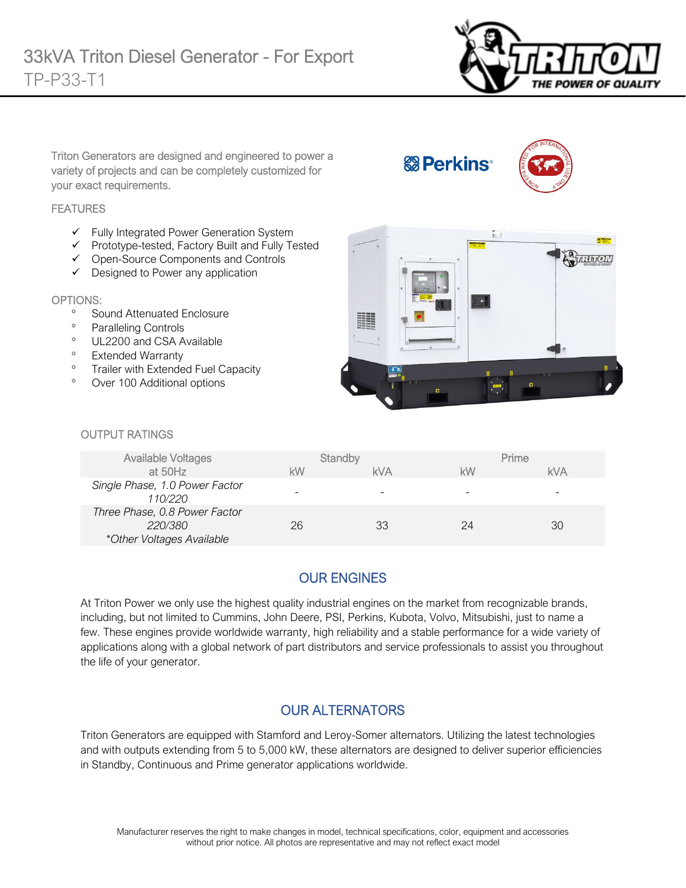# 33kVA Triton Diesel Generator - For Export

## TP-P33-T1

Triton Generators are designed and engineered to power a variety of projects and can be completely customized for your exact requirements.

### FEATURES

- ✓ Fully Integrated Power Generation System
- ✓ Prototype-tested, Factory Built and Fully Tested
- ✓ Open-Source Components and Controls
- ✓ Designed to Power any application

### OPTIONS:

- Sound Attenuated Enclosure
- Paralleling Controls
- UL2200 and CSA Available
- Extended Warranty
- Trailer with Extended Fuel Capacity
- Over 100 Additional options

### OUTPUT RATINGS

| Available Voltages at 50Hz | Standby | | Prime | |
|---|---|---|---|---|
| | kW | kVA | kW | kVA |
| *Single Phase, 1.0 Power Factor 110/220* | - | - | - | - |
| *Three Phase, 0.8 Power Factor 220/380 \*Other Voltages Available* | 26 | 33 | 24 | 30 |

## OUR ENGINES

At Triton Power we only use the highest quality industrial engines on the market from recognizable brands, including, but not limited to Cummins, John Deere, PSI, Perkins, Kubota, Volvo, Mitsubishi, just to name a few. These engines provide worldwide warranty, high reliability and a stable performance for a wide variety of applications along with a global network of part distributors and service professionals to assist you throughout the life of your generator.

## OUR ALTERNATORS

Triton Generators are equipped with Stamford and Leroy-Somer alternators. Utilizing the latest technologies and with outputs extending from 5 to 5,000 kW, these alternators are designed to deliver superior efficiencies in Standby, Continuous and Prime generator applications worldwide.

Manufacturer reserves the right to make changes in model, technical specifications, color, equipment and accessories without prior notice. All photos are representative and may not reflect exact model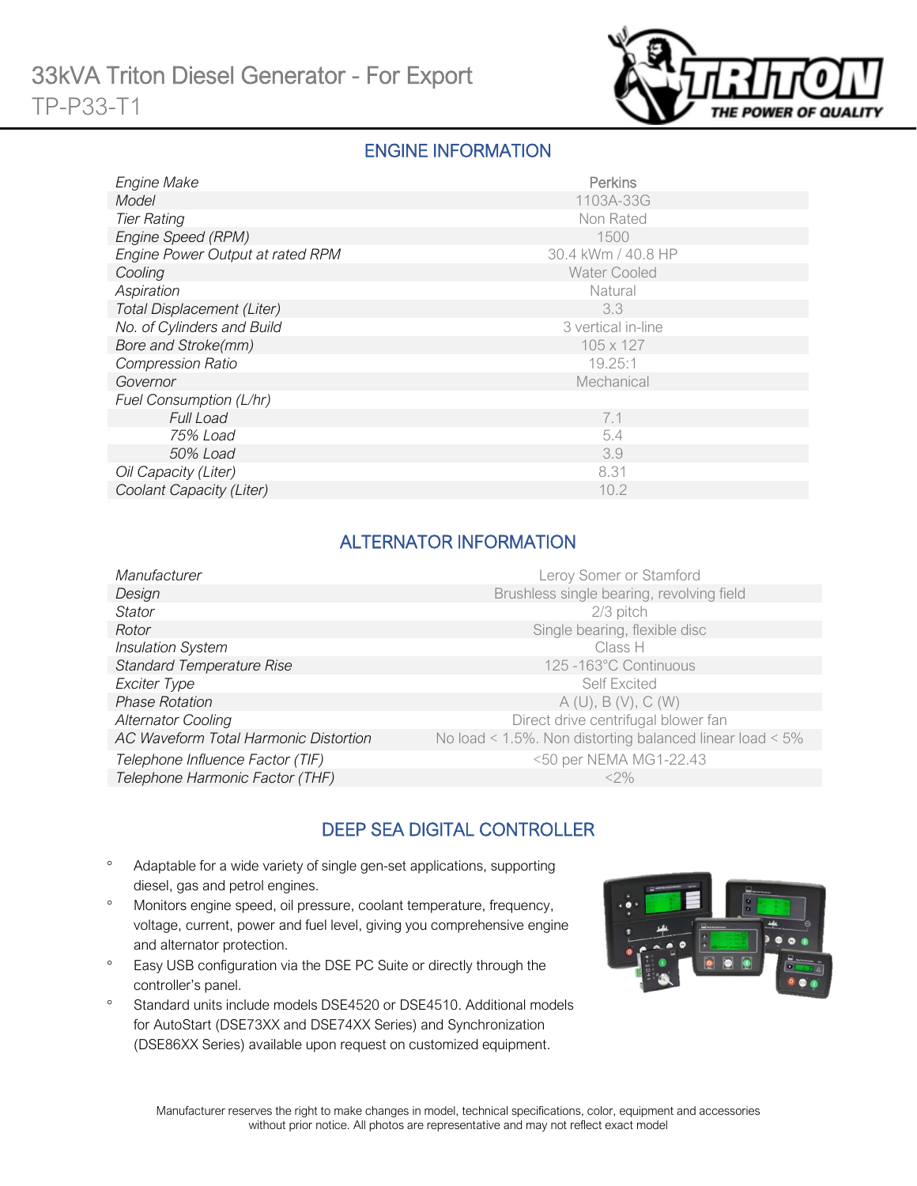# 33kVA Triton Diesel Generator - For Export

TP-P33-T1

## ENGINE INFORMATION

| | |
|---|---|
| *Engine Make* | Perkins |
| *Model* | 1103A-33G |
| *Tier Rating* | Non Rated |
| *Engine Speed (RPM)* | 1500 |
| *Engine Power Output at rated RPM* | 30.4 kWm / 40.8 HP |
| *Cooling* | Water Cooled |
| *Aspiration* | Natural |
| *Total Displacement (Liter)* | 3.3 |
| *No. of Cylinders and Build* | 3 vertical in-line |
| *Bore and Stroke(mm)* | 105 x 127 |
| *Compression Ratio* | 19.25:1 |
| *Governor* | Mechanical |
| *Fuel Consumption (L/hr)* | |
| *Full Load* | 7.1 |
| *75% Load* | 5.4 |
| *50% Load* | 3.9 |
| *Oil Capacity (Liter)* | 8.31 |
| *Coolant Capacity (Liter)* | 10.2 |

## ALTERNATOR INFORMATION

| | |
|---|---|
| *Manufacturer* | Leroy Somer or Stamford |
| *Design* | Brushless single bearing, revolving field |
| *Stator* | 2/3 pitch |
| *Rotor* | Single bearing, flexible disc |
| *Insulation System* | Class H |
| *Standard Temperature Rise* | 125 -163°C Continuous |
| *Exciter Type* | Self Excited |
| *Phase Rotation* | A (U), B (V), C (W) |
| *Alternator Cooling* | Direct drive centrifugal blower fan |
| *AC Waveform Total Harmonic Distortion* | No load < 1.5%. Non distorting balanced linear load < 5% |
| *Telephone Influence Factor (TIF)* | <50 per NEMA MG1-22.43 |
| *Telephone Harmonic Factor (THF)* | <2% |

## DEEP SEA DIGITAL CONTROLLER

- Adaptable for a wide variety of single gen-set applications, supporting diesel, gas and petrol engines.
- Monitors engine speed, oil pressure, coolant temperature, frequency, voltage, current, power and fuel level, giving you comprehensive engine and alternator protection.
- Easy USB configuration via the DSE PC Suite or directly through the controller's panel.
- Standard units include models DSE4520 or DSE4510. Additional models for AutoStart (DSE73XX and DSE74XX Series) and Synchronization (DSE86XX Series) available upon request on customized equipment.

Manufacturer reserves the right to make changes in model, technical specifications, color, equipment and accessories without prior notice. All photos are representative and may not reflect exact model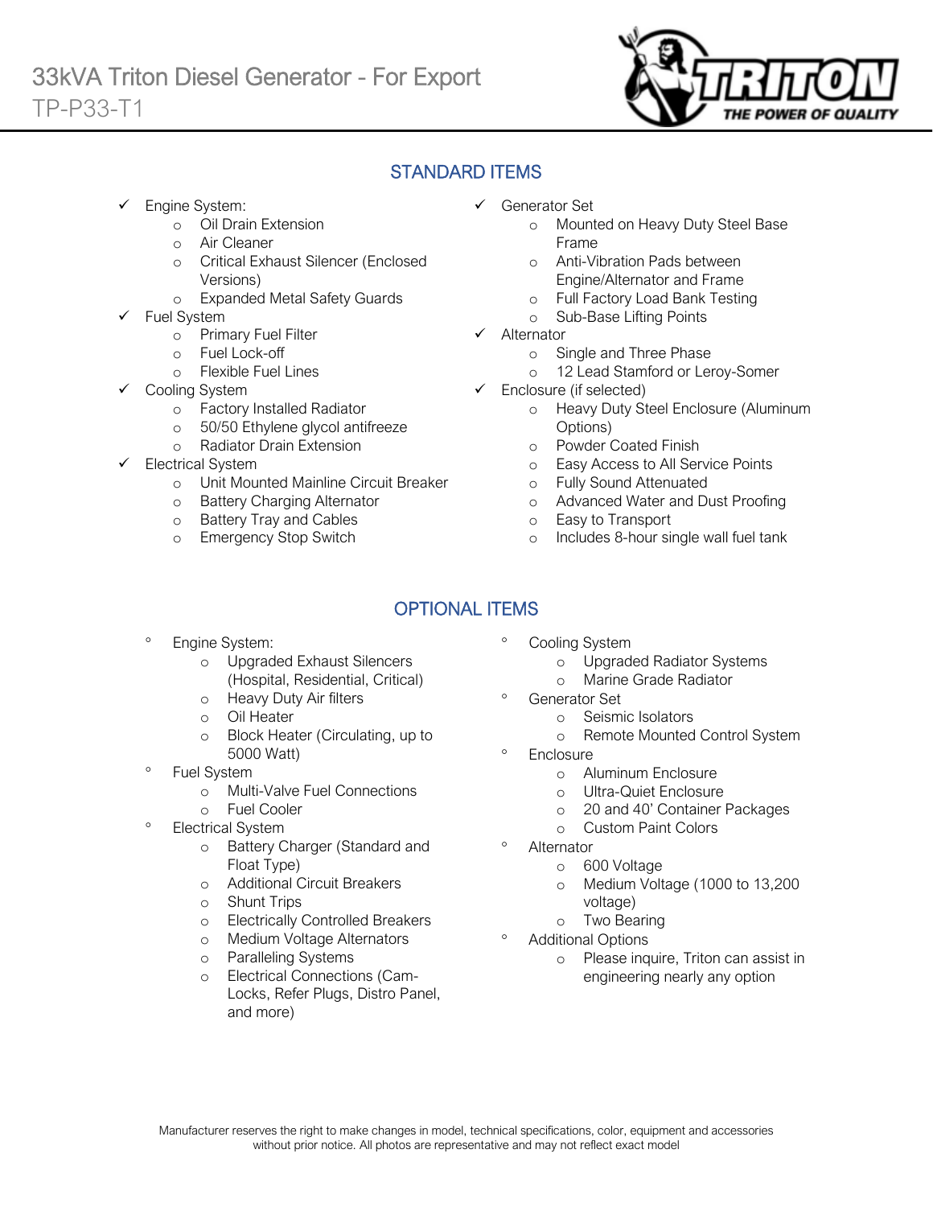# 33kVA Triton Diesel Generator - For Export

TP-P33-T1

## STANDARD ITEMS

- Engine System:
  - Oil Drain Extension
  - Air Cleaner
  - Critical Exhaust Silencer (Enclosed Versions)
  - Expanded Metal Safety Guards
- Fuel System
  - Primary Fuel Filter
  - Fuel Lock-off
  - Flexible Fuel Lines
- Cooling System
  - Factory Installed Radiator
  - 50/50 Ethylene glycol antifreeze
  - Radiator Drain Extension
- Electrical System
  - Unit Mounted Mainline Circuit Breaker
  - Battery Charging Alternator
  - Battery Tray and Cables
  - Emergency Stop Switch
- Generator Set
  - Mounted on Heavy Duty Steel Base Frame
  - Anti-Vibration Pads between Engine/Alternator and Frame
  - Full Factory Load Bank Testing
  - Sub-Base Lifting Points
- Alternator
  - Single and Three Phase
  - 12 Lead Stamford or Leroy-Somer
- Enclosure (if selected)
  - Heavy Duty Steel Enclosure (Aluminum Options)
  - Powder Coated Finish
  - Easy Access to All Service Points
  - Fully Sound Attenuated
  - Advanced Water and Dust Proofing
  - Easy to Transport
  - Includes 8-hour single wall fuel tank

## OPTIONAL ITEMS

- Engine System:
  - Upgraded Exhaust Silencers (Hospital, Residential, Critical)
  - Heavy Duty Air filters
  - Oil Heater
  - Block Heater (Circulating, up to 5000 Watt)
- Fuel System
  - Multi-Valve Fuel Connections
  - Fuel Cooler
- Electrical System
  - Battery Charger (Standard and Float Type)
  - Additional Circuit Breakers
  - Shunt Trips
  - Electrically Controlled Breakers
  - Medium Voltage Alternators
  - Paralleling Systems
  - Electrical Connections (Cam-Locks, Refer Plugs, Distro Panel, and more)
- Cooling System
  - Upgraded Radiator Systems
  - Marine Grade Radiator
- Generator Set
  - Seismic Isolators
  - Remote Mounted Control System
- Enclosure
  - Aluminum Enclosure
  - Ultra-Quiet Enclosure
  - 20 and 40' Container Packages
  - Custom Paint Colors
- Alternator
  - 600 Voltage
  - Medium Voltage (1000 to 13,200 voltage)
  - Two Bearing
- Additional Options
  - Please inquire, Triton can assist in engineering nearly any option

Manufacturer reserves the right to make changes in model, technical specifications, color, equipment and accessories without prior notice. All photos are representative and may not reflect exact model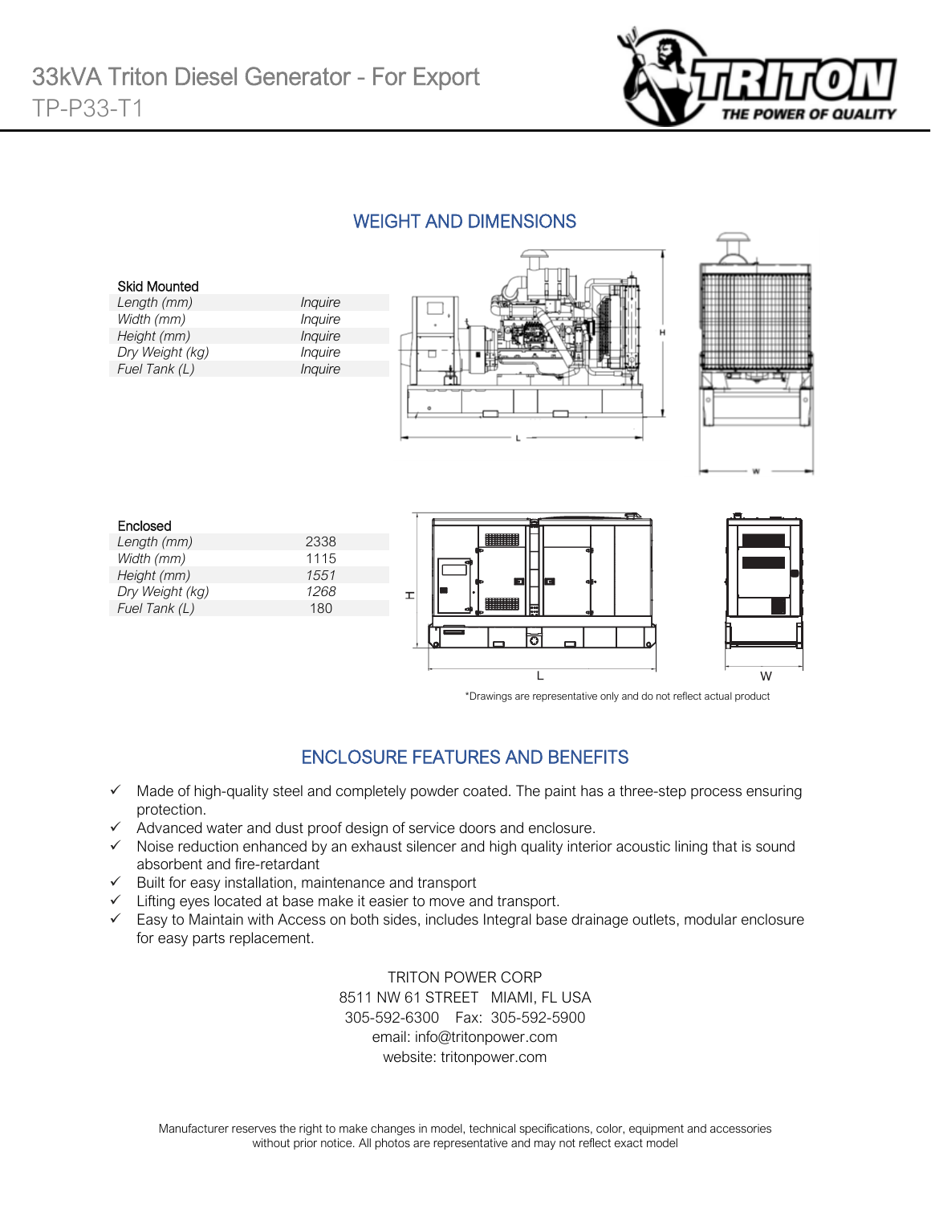# 33kVA Triton Diesel Generator - For Export

TP-P33-T1

## WEIGHT AND DIMENSIONS

| Skid Mounted | |
|---|---|
| *Length (mm)* | *Inquire* |
| *Width (mm)* | *Inquire* |
| *Height (mm)* | *Inquire* |
| *Dry Weight (kg)* | *Inquire* |
| *Fuel Tank (L)* | *Inquire* |

H

L

W

| Enclosed | |
|---|---|
| *Length (mm)* | 2338 |
| *Width (mm)* | 1115 |
| *Height (mm)* | *1551* |
| *Dry Weight (kg)* | *1268* |
| *Fuel Tank (L)* | 180 |

H

L

W

*Drawings are representative only and do not reflect actual product

## ENCLOSURE FEATURES AND BENEFITS

- ✓ Made of high-quality steel and completely powder coated. The paint has a three-step process ensuring protection.
- ✓ Advanced water and dust proof design of service doors and enclosure.
- ✓ Noise reduction enhanced by an exhaust silencer and high quality interior acoustic lining that is sound absorbent and fire-retardant
- ✓ Built for easy installation, maintenance and transport
- ✓ Lifting eyes located at base make it easier to move and transport.
- ✓ Easy to Maintain with Access on both sides, includes Integral base drainage outlets, modular enclosure for easy parts replacement.

TRITON POWER CORP
8511 NW 61 STREET MIAMI, FL USA
305-592-6300 Fax: 305-592-5900
email: info@tritonpower.com
website: tritonpower.com

Manufacturer reserves the right to make changes in model, technical specifications, color, equipment and accessories without prior notice. All photos are representative and may not reflect exact model